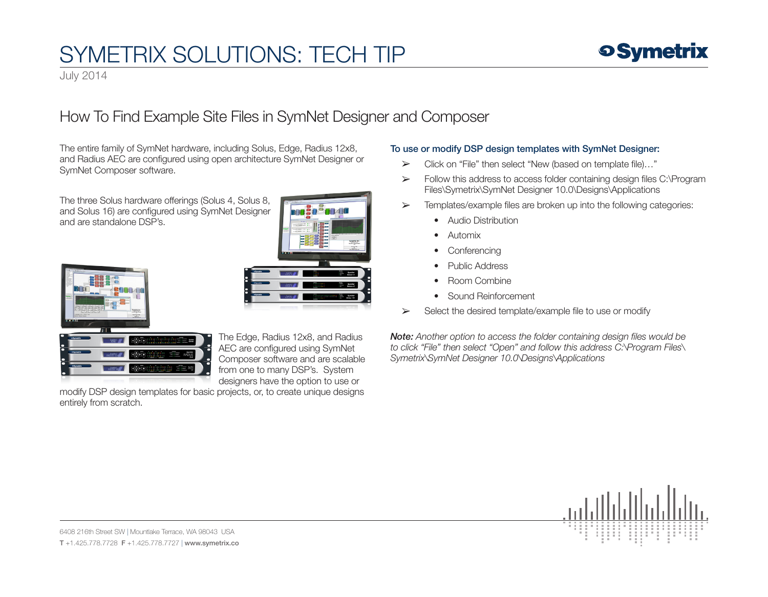# SYMETRIX SOLUTIONS: TECH TIP

July 2014

## How To Find Example Site Files in SymNet Designer and Composer

The entire family of SymNet hardware, including Solus, Edge, Radius 12x8, and Radius AEC are configured using open architecture SymNet Designer or SymNet Composer software.

The three Solus hardware offerings (Solus 4, Solus 8, and Solus 16) are configured using SymNet Designer and are standalone DSP's.

The Edge, Radius 12x8, and Radius AEC are configured using SymNet Composer software and are scalable from one to many DSP's. System designers have the option to use or modify DSP design templates for basic projects, or, to create unique designs entirely from scratch.

### To use or modify DSP design templates with SymNet Designer:

- Click on "File" then select "New (based on template file)…"
- Follow this address to access folder containing design files C:\Program Files\Symetrix\SymNet Designer 10.0\Designs\Applications
- Templates/example files are broken up into the following categories:
  - Audio Distribution
  - Automix
  - Conferencing
  - Public Address
  - Room Combine
  - Sound Reinforcement
- Select the desired template/example file to use or modify

***Note:*** *Another option to access the folder containing design files would be to click "File" then select "Open" and follow this address C:\Program Files\Symetrix\SymNet Designer 10.0\Designs\Applications*

6408 216th Street SW | Mountlake Terrace, WA 98043 USA
**T** +1.425.778.7728 **F** +1.425.778.7727 | **www.symetrix.co**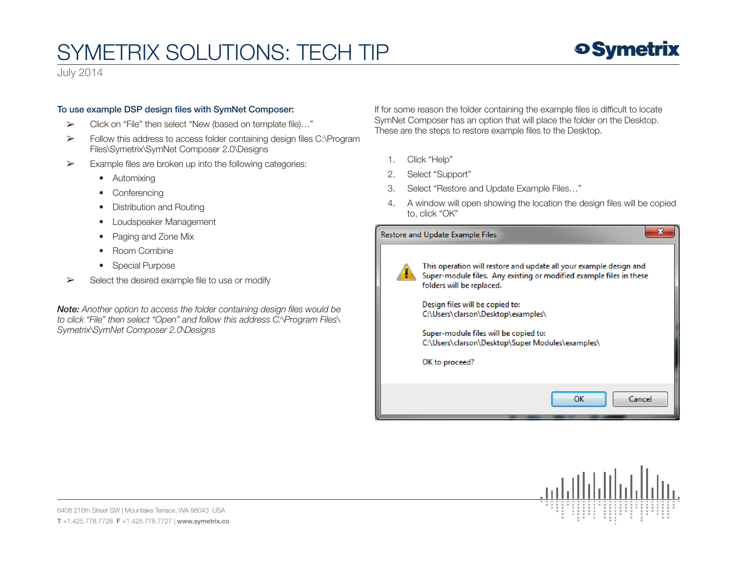# SYMETRIX SOLUTIONS: TECH TIP

July 2014

**To use example DSP design files with SymNet Composer:**

- Click on “File” then select “New (based on template file)…”
- Follow this address to access folder containing design files C:\Program Files\Symetrix\SymNet Composer 2.0\Designs
- Example files are broken up into the following categories:
  - Automixing
  - Conferencing
  - Distribution and Routing
  - Loudspeaker Management
  - Paging and Zone Mix
  - Room Combine
  - Special Purpose
- Select the desired example file to use or modify

***Note:*** *Another option to access the folder containing design files would be to click “File” then select “Open” and follow this address C:\Program Files\Symetrix\SymNet Composer 2.0\Designs*

If for some reason the folder containing the example files is difficult to locate SymNet Composer has an option that will place the folder on the Desktop. These are the steps to restore example files to the Desktop.

1. Click “Help”
2. Select “Support”
3. Select “Restore and Update Example Files…”
4. A window will open showing the location the design files will be copied to, click “OK”

Restore and Update Example Files

This operation will restore and update all your example design and Super-module files. Any existing or modified example files in these folders will be replaced.

Design files will be copied to:
C:\Users\clarson\Desktop\examples\

Super-module files will be copied to:
C:\Users\clarson\Desktop\Super Modules\examples\

OK to proceed?

OK Cancel

6408 216th Street SW | Mountlake Terrace, WA 98043 USA
**T** +1.425.778.7728 **F** +1.425.778.7727 | **www.symetrix.co**